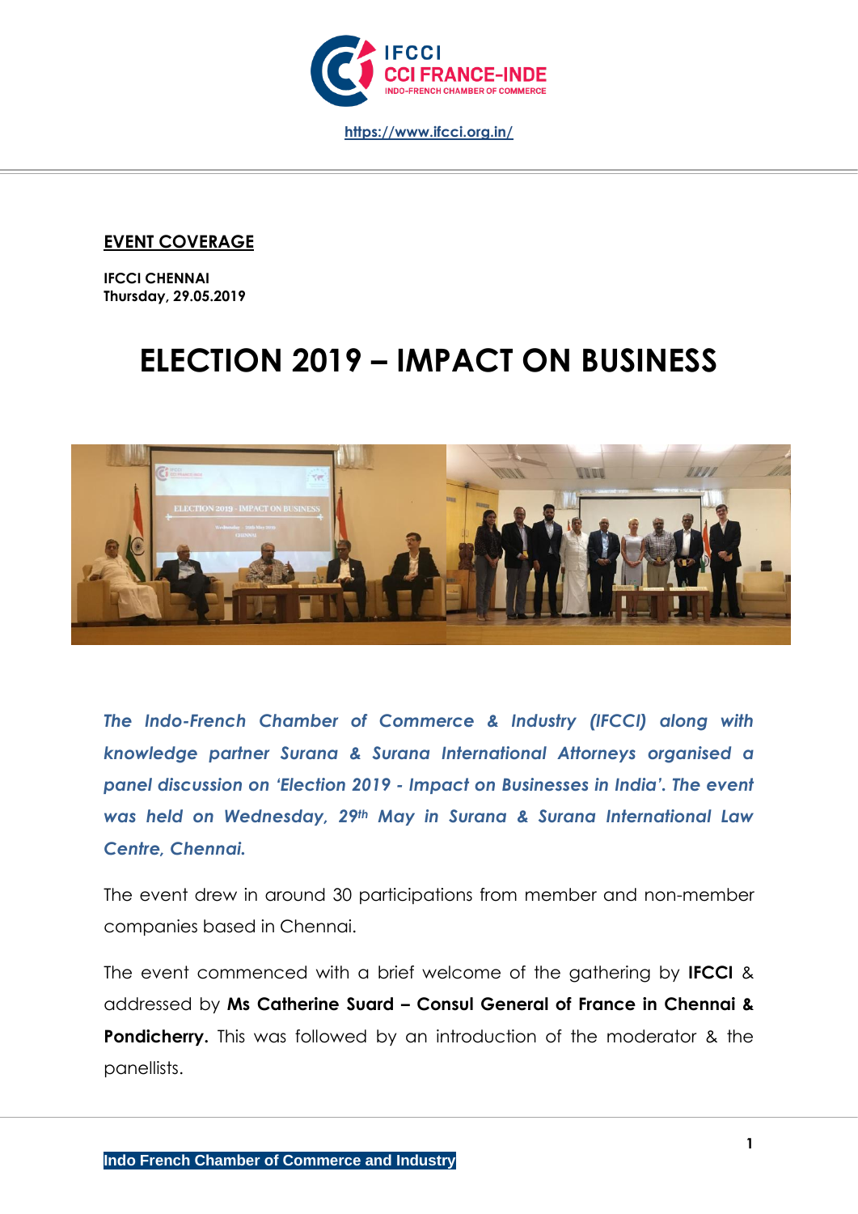IFCCI
CCI FRANCE-INDE
INDO-FRENCH CHAMBER OF COMMERCE

https://www.ifcci.org.in/

**EVENT COVERAGE**

**IFCCI CHENNAI**
**Thursday, 29.05.2019**

# ELECTION 2019 – IMPACT ON BUSINESS

***The Indo-French Chamber of Commerce & Industry (IFCCI) along with knowledge partner Surana & Surana International Attorneys organised a panel discussion on 'Election 2019 - Impact on Businesses in India'. The event was held on Wednesday, 29th May in Surana & Surana International Law Centre, Chennai.***

The event drew in around 30 participations from member and non-member companies based in Chennai.

The event commenced with a brief welcome of the gathering by **IFCCI** & addressed by **Ms Catherine Suard – Consul General of France in Chennai & Pondicherry.** This was followed by an introduction of the moderator & the panellists.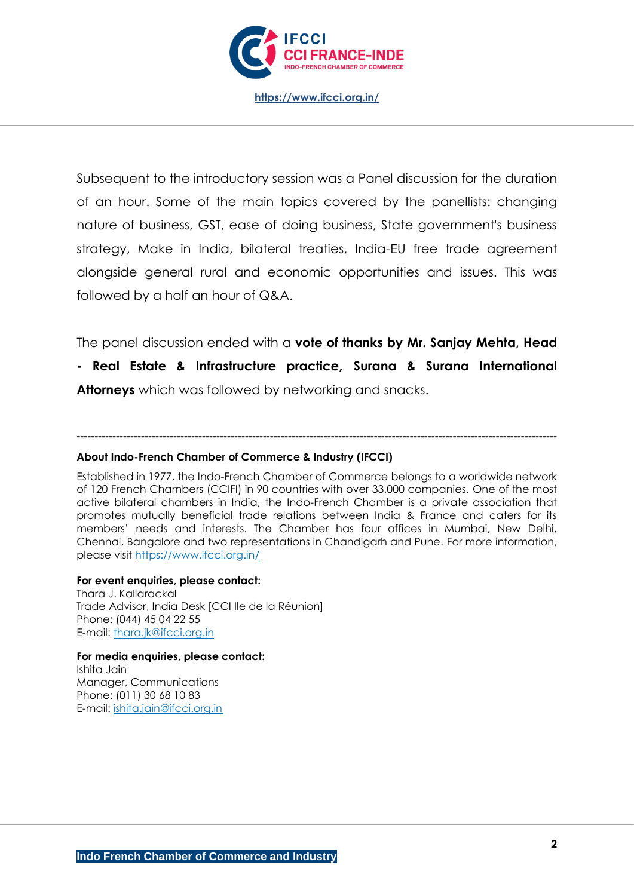Subsequent to the introductory session was a Panel discussion for the duration of an hour. Some of the main topics covered by the panellists: changing nature of business, GST, ease of doing business, State government's business strategy, Make in India, bilateral treaties, India-EU free trade agreement alongside general rural and economic opportunities and issues. This was followed by a half an hour of Q&A.

The panel discussion ended with a **vote of thanks by Mr. Sanjay Mehta, Head - Real Estate & Infrastructure practice, Surana & Surana International Attorneys** which was followed by networking and snacks.

---

**About Indo-French Chamber of Commerce & Industry (IFCCI)**

Established in 1977, the Indo-French Chamber of Commerce belongs to a worldwide network of 120 French Chambers (CCIFI) in 90 countries with over 33,000 companies. One of the most active bilateral chambers in India, the Indo-French Chamber is a private association that promotes mutually beneficial trade relations between India & France and caters for its members' needs and interests. The Chamber has four offices in Mumbai, New Delhi, Chennai, Bangalore and two representations in Chandigarh and Pune. For more information, please visit https://www.ifcci.org.in/

**For event enquiries, please contact:**
Thara J. Kallarackal
Trade Advisor, India Desk [CCI Ile de la Réunion]
Phone: (044) 45 04 22 55
E-mail: thara.jk@ifcci.org.in

**For media enquiries, please contact:**
Ishita Jain
Manager, Communications
Phone: (011) 30 68 10 83
E-mail: ishita.jain@ifcci.org.in